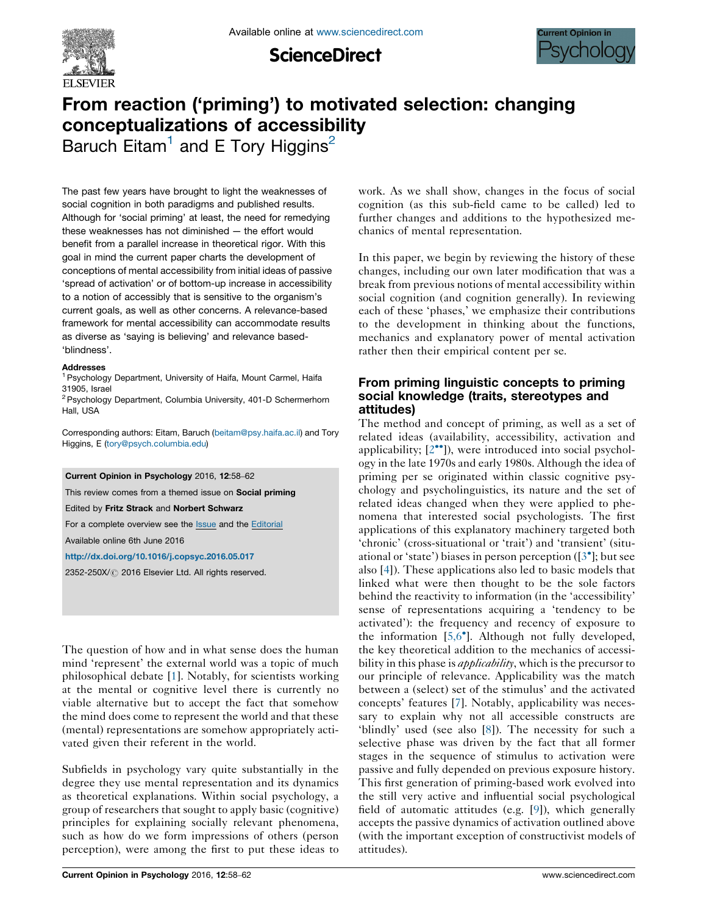# From reaction ('priming') to motivated selection: changing conceptualizations of accessibility

Baruch Eitam[1] and E Tory Higgins[2]

The past few years have brought to light the weaknesses of social cognition in both paradigms and published results. Although for 'social priming' at least, the need for remedying these weaknesses has not diminished — the effort would benefit from a parallel increase in theoretical rigor. With this goal in mind the current paper charts the development of conceptions of mental accessibility from initial ideas of passive 'spread of activation' or of bottom-up increase in accessibility to a notion of accessibly that is sensitive to the organism's current goals, as well as other concerns. A relevance-based framework for mental accessibility can accommodate results as diverse as 'saying is believing' and relevance based-'blindness'.

**Addresses**

[1] Psychology Department, University of Haifa, Mount Carmel, Haifa 31905, Israel

[2] Psychology Department, Columbia University, 401-D Schermerhorn Hall, USA

Corresponding authors: Eitam, Baruch (beitam@psy.haifa.ac.il) and Tory Higgins, E (tory@psych.columbia.edu)

**Current Opinion in Psychology** 2016, **12**:58–62

This review comes from a themed issue on **Social priming**

Edited by **Fritz Strack** and **Norbert Schwarz**

For a complete overview see the Issue and the Editorial

Available online 6th June 2016

http://dx.doi.org/10.1016/j.copsyc.2016.05.017

2352-250X/© 2016 Elsevier Ltd. All rights reserved.

The question of how and in what sense does the human mind 'represent' the external world was a topic of much philosophical debate [1]. Notably, for scientists working at the mental or cognitive level there is currently no viable alternative but to accept the fact that somehow the mind does come to represent the world and that these (mental) representations are somehow appropriately activated given their referent in the world.

Subfields in psychology vary quite substantially in the degree they use mental representation and its dynamics as theoretical explanations. Within social psychology, a group of researchers that sought to apply basic (cognitive) principles for explaining socially relevant phenomena, such as how do we form impressions of others (person perception), were among the first to put these ideas to work. As we shall show, changes in the focus of social cognition (as this sub-field came to be called) led to further changes and additions to the hypothesized mechanics of mental representation.

In this paper, we begin by reviewing the history of these changes, including our own later modification that was a break from previous notions of mental accessibility within social cognition (and cognition generally). In reviewing each of these 'phases,' we emphasize their contributions to the development in thinking about the functions, mechanics and explanatory power of mental activation rather then their empirical content per se.

## From priming linguistic concepts to priming social knowledge (traits, stereotypes and attitudes)

The method and concept of priming, as well as a set of related ideas (availability, accessibility, activation and applicability; [2••]), were introduced into social psychology in the late 1970s and early 1980s. Although the idea of priming per se originated within classic cognitive psychology and psycholinguistics, its nature and the set of related ideas changed when they were applied to phenomena that interested social psychologists. The first applications of this explanatory machinery targeted both 'chronic' (cross-situational or 'trait') and 'transient' (situational or 'state') biases in person perception ([3•]; but see also [4]). These applications also led to basic models that linked what were then thought to be the sole factors behind the reactivity to information (in the 'accessibility' sense of representations acquiring a 'tendency to be activated'): the frequency and recency of exposure to the information [5,6•]. Although not fully developed, the key theoretical addition to the mechanics of accessibility in this phase is *applicability*, which is the precursor to our principle of relevance. Applicability was the match between a (select) set of the stimulus' and the activated concepts' features [7]. Notably, applicability was necessary to explain why not all accessible constructs are 'blindly' used (see also [8]). The necessity for such a selective phase was driven by the fact that all former stages in the sequence of stimulus to activation were passive and fully depended on previous exposure history. This first generation of priming-based work evolved into the still very active and influential social psychological field of automatic attitudes (e.g. [9]), which generally accepts the passive dynamics of activation outlined above (with the important exception of constructivist models of attitudes).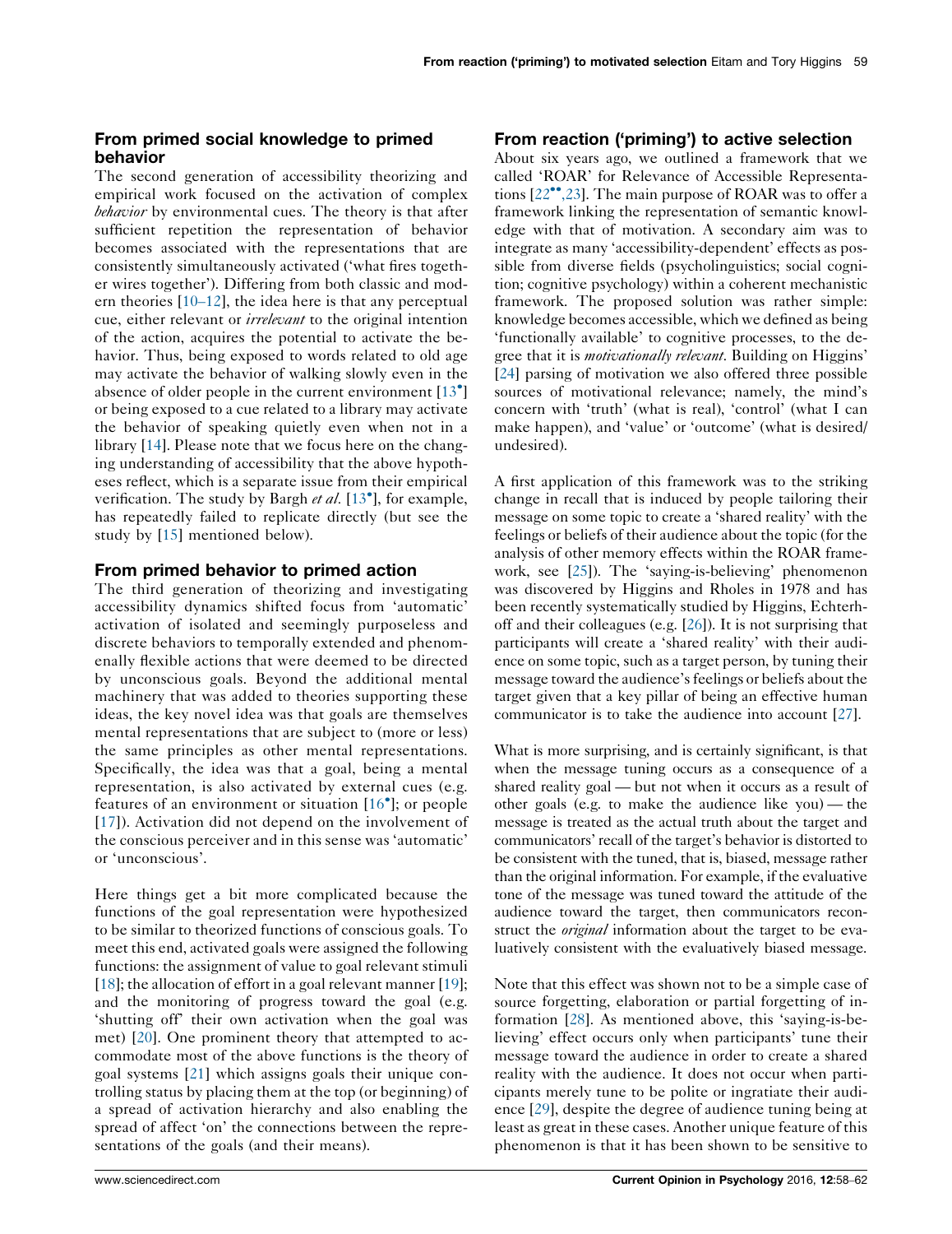## From primed social knowledge to primed behavior

The second generation of accessibility theorizing and empirical work focused on the activation of complex *behavior* by environmental cues. The theory is that after sufficient repetition the representation of behavior becomes associated with the representations that are consistently simultaneously activated ('what fires together wires together'). Differing from both classic and modern theories [10–12], the idea here is that any perceptual cue, either relevant or *irrelevant* to the original intention of the action, acquires the potential to activate the behavior. Thus, being exposed to words related to old age may activate the behavior of walking slowly even in the absence of older people in the current environment [13•] or being exposed to a cue related to a library may activate the behavior of speaking quietly even when not in a library [14]. Please note that we focus here on the changing understanding of accessibility that the above hypotheses reflect, which is a separate issue from their empirical verification. The study by Bargh *et al.* [13•], for example, has repeatedly failed to replicate directly (but see the study by [15] mentioned below).

## From primed behavior to primed action

The third generation of theorizing and investigating accessibility dynamics shifted focus from 'automatic' activation of isolated and seemingly purposeless and discrete behaviors to temporally extended and phenomenally flexible actions that were deemed to be directed by unconscious goals. Beyond the additional mental machinery that was added to theories supporting these ideas, the key novel idea was that goals are themselves mental representations that are subject to (more or less) the same principles as other mental representations. Specifically, the idea was that a goal, being a mental representation, is also activated by external cues (e.g. features of an environment or situation [16•]; or people [17]). Activation did not depend on the involvement of the conscious perceiver and in this sense was 'automatic' or 'unconscious'.

Here things get a bit more complicated because the functions of the goal representation were hypothesized to be similar to theorized functions of conscious goals. To meet this end, activated goals were assigned the following functions: the assignment of value to goal relevant stimuli [18]; the allocation of effort in a goal relevant manner [19]; and the monitoring of progress toward the goal (e.g. 'shutting off' their own activation when the goal was met) [20]. One prominent theory that attempted to accommodate most of the above functions is the theory of goal systems [21] which assigns goals their unique controlling status by placing them at the top (or beginning) of a spread of activation hierarchy and also enabling the spread of affect 'on' the connections between the representations of the goals (and their means).

## From reaction ('priming') to active selection

About six years ago, we outlined a framework that we called 'ROAR' for Relevance of Accessible Representations [22••,23]. The main purpose of ROAR was to offer a framework linking the representation of semantic knowledge with that of motivation. A secondary aim was to integrate as many 'accessibility-dependent' effects as possible from diverse fields (psycholinguistics; social cognition; cognitive psychology) within a coherent mechanistic framework. The proposed solution was rather simple: knowledge becomes accessible, which we defined as being 'functionally available' to cognitive processes, to the degree that it is *motivationally relevant*. Building on Higgins' [24] parsing of motivation we also offered three possible sources of motivational relevance; namely, the mind's concern with 'truth' (what is real), 'control' (what I can make happen), and 'value' or 'outcome' (what is desired/undesired).

A first application of this framework was to the striking change in recall that is induced by people tailoring their message on some topic to create a 'shared reality' with the feelings or beliefs of their audience about the topic (for the analysis of other memory effects within the ROAR framework, see [25]). The 'saying-is-believing' phenomenon was discovered by Higgins and Rholes in 1978 and has been recently systematically studied by Higgins, Echterhoff and their colleagues (e.g. [26]). It is not surprising that participants will create a 'shared reality' with their audience on some topic, such as a target person, by tuning their message toward the audience's feelings or beliefs about the target given that a key pillar of being an effective human communicator is to take the audience into account [27].

What is more surprising, and is certainly significant, is that when the message tuning occurs as a consequence of a shared reality goal — but not when it occurs as a result of other goals (e.g. to make the audience like you) — the message is treated as the actual truth about the target and communicators' recall of the target's behavior is distorted to be consistent with the tuned, that is, biased, message rather than the original information. For example, if the evaluative tone of the message was tuned toward the attitude of the audience toward the target, then communicators reconstruct the *original* information about the target to be evaluatively consistent with the evaluatively biased message.

Note that this effect was shown not to be a simple case of source forgetting, elaboration or partial forgetting of information [28]. As mentioned above, this 'saying-is-believing' effect occurs only when participants' tune their message toward the audience in order to create a shared reality with the audience. It does not occur when participants merely tune to be polite or ingratiate their audience [29], despite the degree of audience tuning being at least as great in these cases. Another unique feature of this phenomenon is that it has been shown to be sensitive to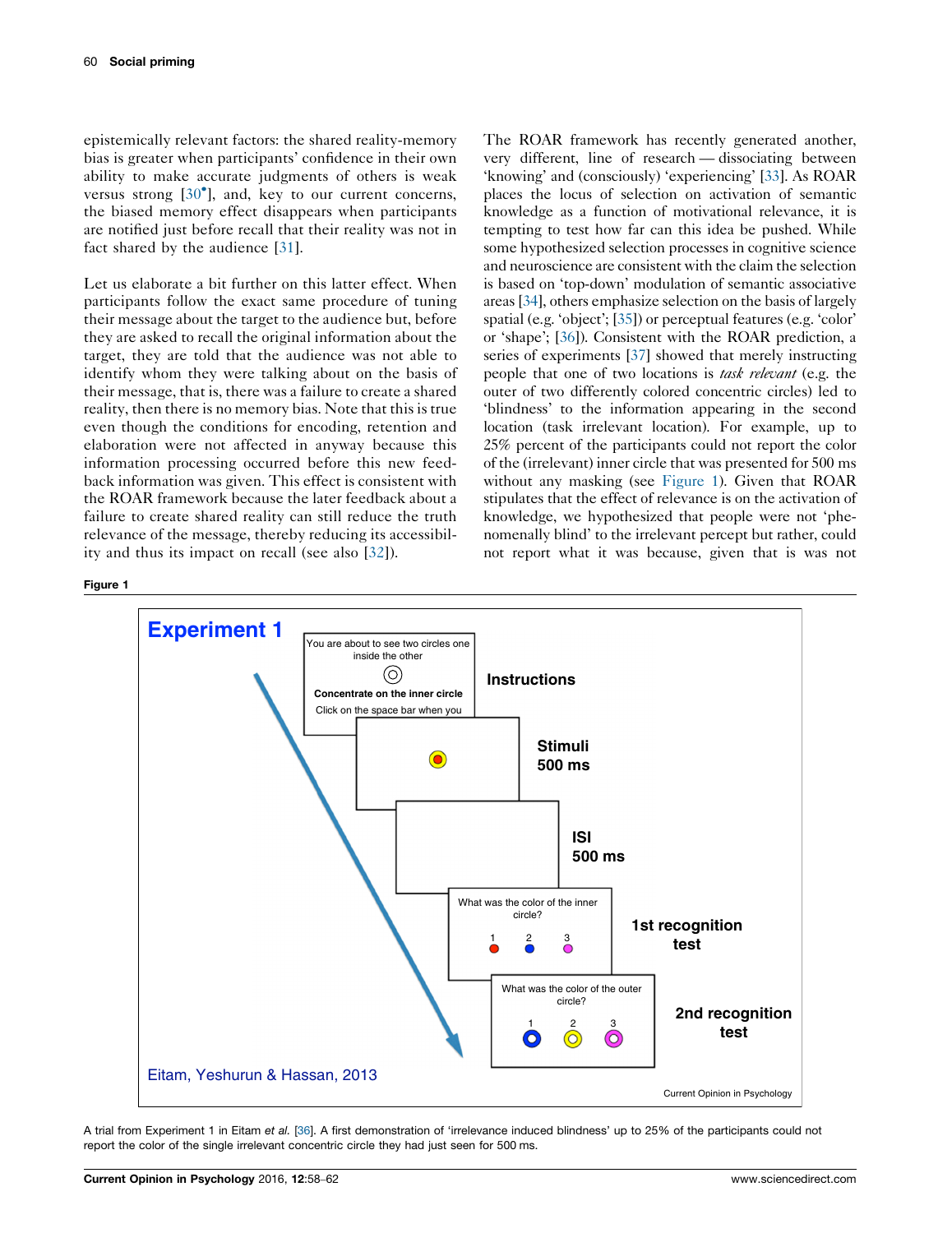epistemically relevant factors: the shared reality-memory bias is greater when participants' confidence in their own ability to make accurate judgments of others is weak versus strong [30•], and, key to our current concerns, the biased memory effect disappears when participants are notified just before recall that their reality was not in fact shared by the audience [31].

Let us elaborate a bit further on this latter effect. When participants follow the exact same procedure of tuning their message about the target to the audience but, before they are asked to recall the original information about the target, they are told that the audience was not able to identify whom they were talking about on the basis of their message, that is, there was a failure to create a shared reality, then there is no memory bias. Note that this is true even though the conditions for encoding, retention and elaboration were not affected in anyway because this information processing occurred before this new feedback information was given. This effect is consistent with the ROAR framework because the later feedback about a failure to create shared reality can still reduce the truth relevance of the message, thereby reducing its accessibility and thus its impact on recall (see also [32]).

The ROAR framework has recently generated another, very different, line of research — dissociating between 'knowing' and (consciously) 'experiencing' [33]. As ROAR places the locus of selection on activation of semantic knowledge as a function of motivational relevance, it is tempting to test how far can this idea be pushed. While some hypothesized selection processes in cognitive science and neuroscience are consistent with the claim the selection is based on 'top-down' modulation of semantic associative areas [34], others emphasize selection on the basis of largely spatial (e.g. 'object'; [35]) or perceptual features (e.g. 'color' or 'shape'; [36]). Consistent with the ROAR prediction, a series of experiments [37] showed that merely instructing people that one of two locations is *task relevant* (e.g. the outer of two differently colored concentric circles) led to 'blindness' to the information appearing in the second location (task irrelevant location). For example, up to 25% percent of the participants could not report the color of the (irrelevant) inner circle that was presented for 500 ms without any masking (see Figure 1). Given that ROAR stipulates that the effect of relevance is on the activation of knowledge, we hypothesized that people were not 'phenomenally blind' to the irrelevant percept but rather, could not report what it was because, given that is was not

**Figure 1**

A trial from Experiment 1 in Eitam *et al.* [36]. A first demonstration of 'irrelevance induced blindness' up to 25% of the participants could not report the color of the single irrelevant concentric circle they had just seen for 500 ms.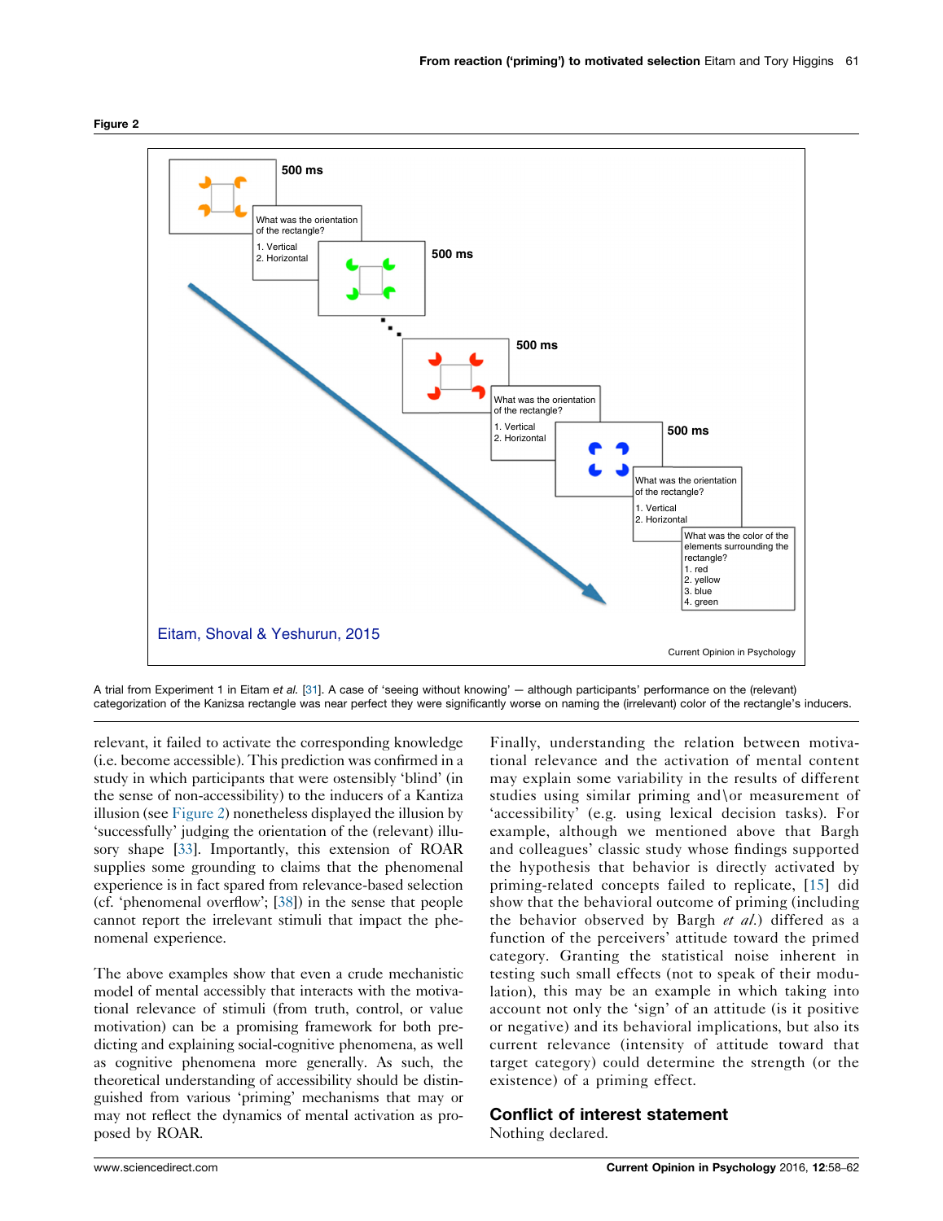**Figure 2**

A trial from Experiment 1 in Eitam *et al.* [31]. A case of 'seeing without knowing' — although participants' performance on the (relevant) categorization of the Kanizsa rectangle was near perfect they were significantly worse on naming the (irrelevant) color of the rectangle's inducers.

relevant, it failed to activate the corresponding knowledge (i.e. become accessible). This prediction was confirmed in a study in which participants that were ostensibly 'blind' (in the sense of non-accessibility) to the inducers of a Kantiza illusion (see Figure 2) nonetheless displayed the illusion by 'successfully' judging the orientation of the (relevant) illusory shape [33]. Importantly, this extension of ROAR supplies some grounding to claims that the phenomenal experience is in fact spared from relevance-based selection (cf. 'phenomenal overflow'; [38]) in the sense that people cannot report the irrelevant stimuli that impact the phenomenal experience.

The above examples show that even a crude mechanistic model of mental accessibly that interacts with the motivational relevance of stimuli (from truth, control, or value motivation) can be a promising framework for both predicting and explaining social-cognitive phenomena, as well as cognitive phenomena more generally. As such, the theoretical understanding of accessibility should be distinguished from various 'priming' mechanisms that may or may not reflect the dynamics of mental activation as proposed by ROAR.

Finally, understanding the relation between motivational relevance and the activation of mental content may explain some variability in the results of different studies using similar priming and\or measurement of 'accessibility' (e.g. using lexical decision tasks). For example, although we mentioned above that Bargh and colleagues' classic study whose findings supported the hypothesis that behavior is directly activated by priming-related concepts failed to replicate, [15] did show that the behavioral outcome of priming (including the behavior observed by Bargh *et al.*) differed as a function of the perceivers' attitude toward the primed category. Granting the statistical noise inherent in testing such small effects (not to speak of their modulation), this may be an example in which taking into account not only the 'sign' of an attitude (is it positive or negative) and its behavioral implications, but also its current relevance (intensity of attitude toward that target category) could determine the strength (or the existence) of a priming effect.

## Conflict of interest statement

Nothing declared.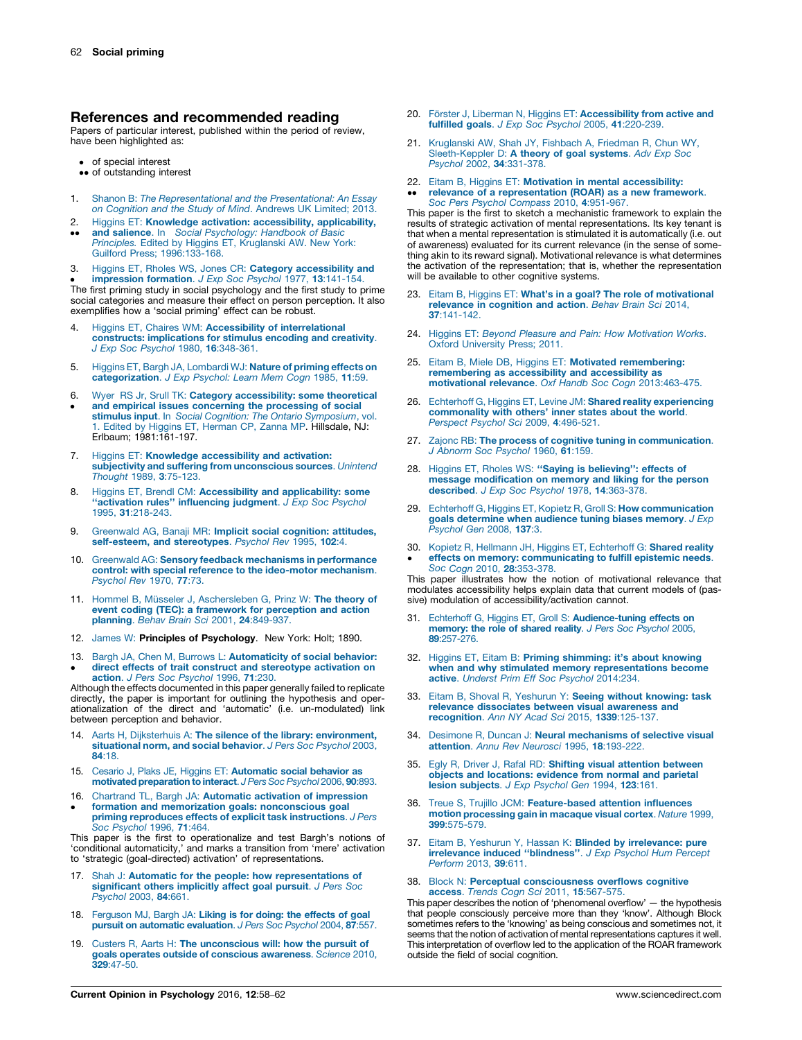## References and recommended reading

Papers of particular interest, published within the period of review, have been highlighted as:

- • of special interest
- •• of outstanding interest

1. Shanon B: *The Representational and the Presentational: An Essay on Cognition and the Study of Mind*. Andrews UK Limited; 2013.

2. •• Higgins ET: **Knowledge activation: accessibility, applicability, and salience**. In *Social Psychology: Handbook of Basic Principles*. Edited by Higgins ET, Kruglanski AW. New York: Guilford Press; 1996:133-168.

3. • Higgins ET, Rholes WS, Jones CR: **Category accessibility and impression formation**. *J Exp Soc Psychol* 1977, **13**:141-154.

   The first priming study in social psychology and the first study to prime social categories and measure their effect on person perception. It also exemplifies how a 'social priming' effect can be robust.

4. Higgins ET, Chaires WM: **Accessibility of interrelational constructs: implications for stimulus encoding and creativity**. *J Exp Soc Psychol* 1980, **16**:348-361.

5. Higgins ET, Bargh JA, Lombardi WJ: **Nature of priming effects on categorization**. *J Exp Psychol: Learn Mem Cogn* 1985, **11**:59.

6. • Wyer RS Jr, Srull TK: **Category accessibility: some theoretical and empirical issues concerning the processing of social stimulus input**. In *Social Cognition: The Ontario Symposium*, vol. 1. Edited by Higgins ET, Herman CP, Zanna MP. Hillsdale, NJ: Erlbaum; 1981:161-197.

7. Higgins ET: **Knowledge accessibility and activation: subjectivity and suffering from unconscious sources**. *Unintend Thought* 1989, **3**:75-123.

8. Higgins ET, Brendl CM: **Accessibility and applicability: some "activation rules" influencing judgment**. *J Exp Soc Psychol* 1995, **31**:218-243.

9. Greenwald AG, Banaji MR: **Implicit social cognition: attitudes, self-esteem, and stereotypes**. *Psychol Rev* 1995, **102**:4.

10. Greenwald AG: **Sensory feedback mechanisms in performance control: with special reference to the ideo-motor mechanism**. *Psychol Rev* 1970, **77**:73.

11. Hommel B, Müsseler J, Aschersleben G, Prinz W: **The theory of event coding (TEC): a framework for perception and action planning**. *Behav Brain Sci* 2001, **24**:849-937.

12. James W: **Principles of Psychology**. New York: Holt; 1890.

13. • Bargh JA, Chen M, Burrows L: **Automaticity of social behavior: direct effects of trait construct and stereotype activation on action**. *J Pers Soc Psychol* 1996, **71**:230.

    Although the effects documented in this paper generally failed to replicate directly, the paper is important for outlining the hypothesis and operationalization of the direct and 'automatic' (i.e. un-modulated) link between perception and behavior.

14. Aarts H, Dijksterhuis A: **The silence of the library: environment, situational norm, and social behavior**. *J Pers Soc Psychol* 2003, **84**:18.

15. Cesario J, Plaks JE, Higgins ET: **Automatic social behavior as motivated preparation to interact**. *J Pers Soc Psychol* 2006, **90**:893.

16. • Chartrand TL, Bargh JA: **Automatic activation of impression formation and memorization goals: nonconscious goal priming reproduces effects of explicit task instructions**. *J Pers Soc Psychol* 1996, **71**:464.

    This paper is the first to operationalize and test Bargh's notions of 'conditional automaticity,' and marks a transition from 'mere' activation to 'strategic (goal-directed) activation' of representations.

17. Shah J: **Automatic for the people: how representations of significant others implicitly affect goal pursuit**. *J Pers Soc Psychol* 2003, **84**:661.

18. Ferguson MJ, Bargh JA: **Liking is for doing: the effects of goal pursuit on automatic evaluation**. *J Pers Soc Psychol* 2004, **87**:557.

19. Custers R, Aarts H: **The unconscious will: how the pursuit of goals operates outside of conscious awareness**. *Science* 2010, **329**:47-50.

20. Förster J, Liberman N, Higgins ET: **Accessibility from active and fulfilled goals**. *J Exp Soc Psychol* 2005, **41**:220-239.

21. Kruglanski AW, Shah JY, Fishbach A, Friedman R, Chun WY, Sleeth-Keppler D: **A theory of goal systems**. *Adv Exp Soc Psychol* 2002, **34**:331-378.

22. •• Eitam B, Higgins ET: **Motivation in mental accessibility: relevance of a representation (ROAR) as a new framework**. *Soc Pers Psychol Compass* 2010, **4**:951-967.

    This paper is the first to sketch a mechanistic framework to explain the results of strategic activation of mental representations. Its key tenant is that when a mental representation is stimulated it is automatically (i.e. out of awareness) evaluated for its current relevance (in the sense of something akin to its reward signal). Motivational relevance is what determines the activation of the representation; that is, whether the representation will be available to other cognitive systems.

23. Eitam B, Higgins ET: **What's in a goal? The role of motivational relevance in cognition and action**. *Behav Brain Sci* 2014, **37**:141-142.

24. Higgins ET: *Beyond Pleasure and Pain: How Motivation Works*. Oxford University Press; 2011.

25. Eitam B, Miele DB, Higgins ET: **Motivated remembering: remembering as accessibility and accessibility as motivational relevance**. *Oxf Handb Soc Cogn* 2013:463-475.

26. Echterhoff G, Higgins ET, Levine JM: **Shared reality experiencing commonality with others' inner states about the world**. *Perspect Psychol Sci* 2009, **4**:496-521.

27. Zajonc RB: **The process of cognitive tuning in communication**. *J Abnorm Soc Psychol* 1960, **61**:159.

28. Higgins ET, Rholes WS: **"Saying is believing": effects of message modification on memory and liking for the person described**. *J Exp Soc Psychol* 1978, **14**:363-378.

29. Echterhoff G, Higgins ET, Kopietz R, Groll S: **How communication goals determine when audience tuning biases memory**. *J Exp Psychol Gen* 2008, **137**:3.

30. • Kopietz R, Hellmann JH, Higgins ET, Echterhoff G: **Shared reality effects on memory: communicating to fulfill epistemic needs**. *Soc Cogn* 2010, **28**:353-378.

    This paper illustrates how the notion of motivational relevance that modulates accessibility helps explain data that current models of (passive) modulation of accessibility/activation cannot.

31. Echterhoff G, Higgins ET, Groll S: **Audience-tuning effects on memory: the role of shared reality**. *J Pers Soc Psychol* 2005, **89**:257-276.

32. Higgins ET, Eitam B: **Priming shimming: it's about knowing when and why stimulated memory representations become active**. *Underst Prim Eff Soc Psychol* 2014:234.

33. Eitam B, Shoval R, Yeshurun Y: **Seeing without knowing: task relevance dissociates between visual awareness and recognition**. *Ann NY Acad Sci* 2015, **1339**:125-137.

34. Desimone R, Duncan J: **Neural mechanisms of selective visual attention**. *Annu Rev Neurosci* 1995, **18**:193-222.

35. Egly R, Driver J, Rafal RD: **Shifting visual attention between objects and locations: evidence from normal and parietal lesion subjects**. *J Exp Psychol Gen* 1994, **123**:161.

36. Treue S, Trujillo JCM: **Feature-based attention influences motion processing gain in macaque visual cortex**. *Nature* 1999, **399**:575-579.

37. Eitam B, Yeshurun Y, Hassan K: **Blinded by irrelevance: pure irrelevance induced "blindness"**. *J Exp Psychol Hum Percept Perform* 2013, **39**:611.

38. Block N: **Perceptual consciousness overflows cognitive access**. *Trends Cogn Sci* 2011, **15**:567-575.

    This paper describes the notion of 'phenomenal overflow' — the hypothesis that people consciously perceive more than they 'know'. Although Block sometimes refers to the 'knowing' as being conscious and sometimes not, it seems that the notion of activation of mental representations captures it well. This interpretation of overflow led to the application of the ROAR framework outside the field of social cognition.